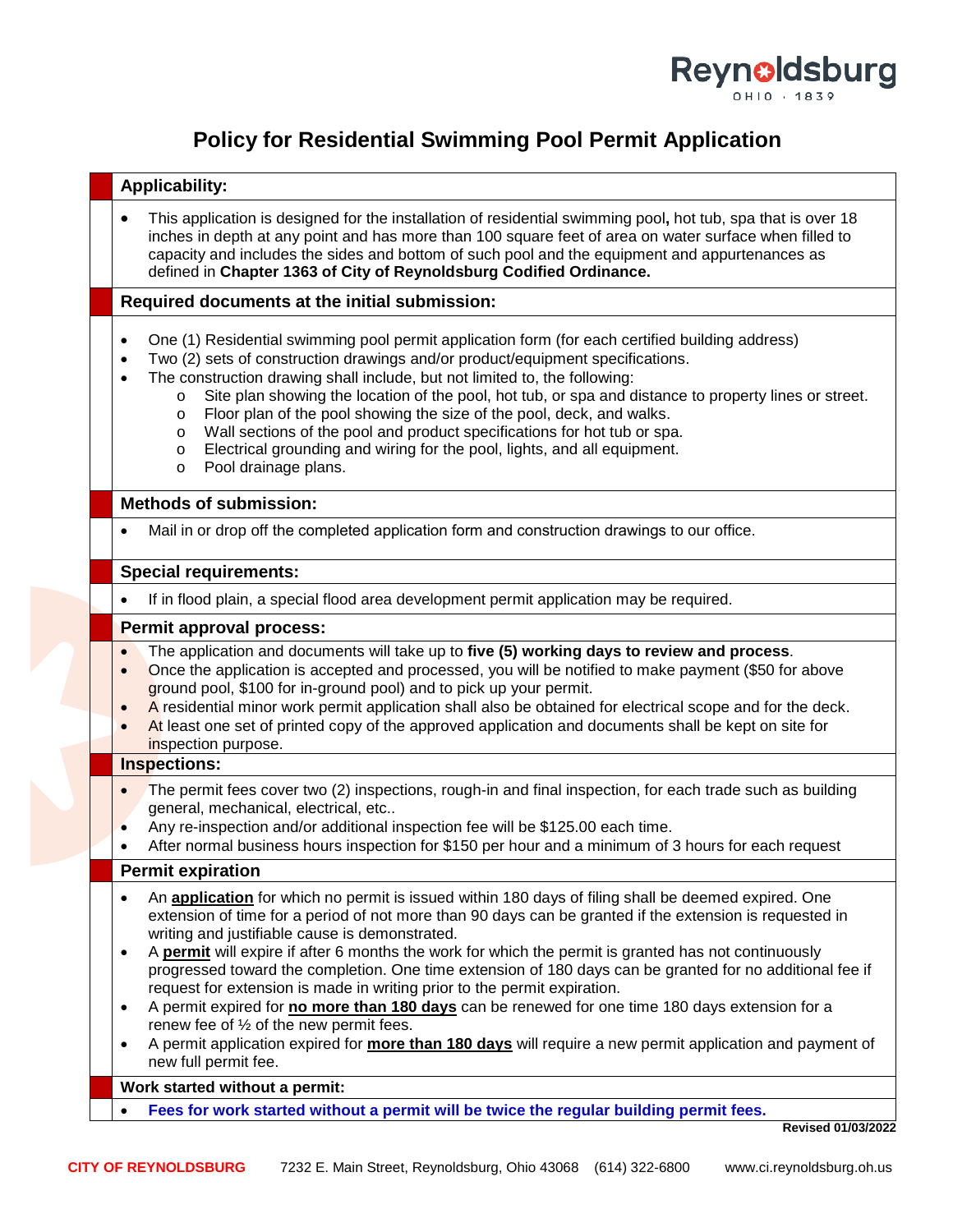# Policy for Residential Swimming Pool Permit Application

## Applicability:

- This application is designed for the installation of residential swimming pool**,** hot tub, spa that is over 18 inches in depth at any point and has more than 100 square feet of area on water surface when filled to capacity and includes the sides and bottom of such pool and the equipment and appurtenances as defined in **Chapter 1363 of City of Reynoldsburg Codified Ordinance.**

## Required documents at the initial submission:

- One (1) Residential swimming pool permit application form (for each certified building address)
- Two (2) sets of construction drawings and/or product/equipment specifications.
- The construction drawing shall include, but not limited to, the following:
  - Site plan showing the location of the pool, hot tub, or spa and distance to property lines or street.
  - Floor plan of the pool showing the size of the pool, deck, and walks.
  - Wall sections of the pool and product specifications for hot tub or spa.
  - Electrical grounding and wiring for the pool, lights, and all equipment.
  - Pool drainage plans.

## Methods of submission:

- Mail in or drop off the completed application form and construction drawings to our office.

## Special requirements:

- If in flood plain, a special flood area development permit application may be required.

## Permit approval process:

- The application and documents will take up to **five (5) working days to review and process**.
- Once the application is accepted and processed, you will be notified to make payment ($50 for above ground pool, $100 for in-ground pool) and to pick up your permit.
- A residential minor work permit application shall also be obtained for electrical scope and for the deck.
- At least one set of printed copy of the approved application and documents shall be kept on site for inspection purpose.

## Inspections:

- The permit fees cover two (2) inspections, rough-in and final inspection, for each trade such as building general, mechanical, electrical, etc..
- Any re-inspection and/or additional inspection fee will be $125.00 each time.
- After normal business hours inspection for $150 per hour and a minimum of 3 hours for each request

## Permit expiration

- An **application** for which no permit is issued within 180 days of filing shall be deemed expired. One extension of time for a period of not more than 90 days can be granted if the extension is requested in writing and justifiable cause is demonstrated.
- A **permit** will expire if after 6 months the work for which the permit is granted has not continuously progressed toward the completion. One time extension of 180 days can be granted for no additional fee if request for extension is made in writing prior to the permit expiration.
- A permit expired for **no more than 180 days** can be renewed for one time 180 days extension for a renew fee of ½ of the new permit fees.
- A permit application expired for **more than 180 days** will require a new permit application and payment of new full permit fee.

## Work started without a permit:

- **Fees for work started without a permit will be twice the regular building permit fees.**

**Revised 01/03/2022**

**CITY OF REYNOLDSBURG** 7232 E. Main Street, Reynoldsburg, Ohio 43068 (614) 322-6800 www.ci.reynoldsburg.oh.us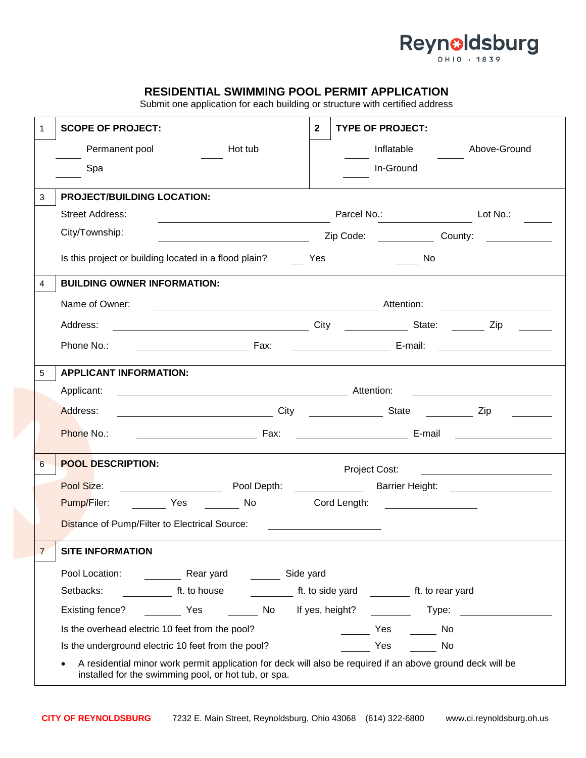Reynoldsburg
OHIO · 1839

# RESIDENTIAL SWIMMING POOL PERMIT APPLICATION

Submit one application for each building or structure with certified address

## 1 SCOPE OF PROJECT:

_____ Permanent pool _____ Hot tub

_____ Spa

## 2 TYPE OF PROJECT:

_____ Inflatable _____ Above-Ground

_____ In-Ground

## 3 PROJECT/BUILDING LOCATION:

Street Address: ______________________ Parcel No.: ____________ Lot No.: _____

City/Township: ______________________ Zip Code: ________ County: __________

Is this project or building located in a flood plain? ___ Yes _____ No

## 4 BUILDING OWNER INFORMATION:

Name of Owner: ______________________ Attention: ______________

Address: ______________________ City __________ State: _____ Zip _____

Phone No.: ______________ Fax: ______________ E-mail: ______________

## 5 APPLICANT INFORMATION:

Applicant: ______________________ Attention: ______________

Address: ______________________ City __________ State _______ Zip _____

Phone No.: ______________ Fax: ______________ E-mail ______________

## 6 POOL DESCRIPTION:

Project Cost: ______________

Pool Size: ______________ Pool Depth: __________ Barrier Height: ______________

Pump/Filer: _____ Yes _____ No Cord Length: ______________

Distance of Pump/Filter to Electrical Source: ______________

## 7 SITE INFORMATION

Pool Location: _____ Rear yard _____ Side yard

Setbacks: _______ ft. to house _______ ft. to side yard _______ ft. to rear yard

Existing fence? _____ Yes _____ No If yes, height? _______ Type: ______________

Is the overhead electric 10 feet from the pool? _____ Yes _____ No

Is the underground electric 10 feet from the pool? _____ Yes _____ No

- A residential minor work permit application for deck will also be required if an above ground deck will be installed for the swimming pool, or hot tub, or spa.

**CITY OF REYNOLDSBURG** 7232 E. Main Street, Reynoldsburg, Ohio 43068 (614) 322-6800 www.ci.reynoldsburg.oh.us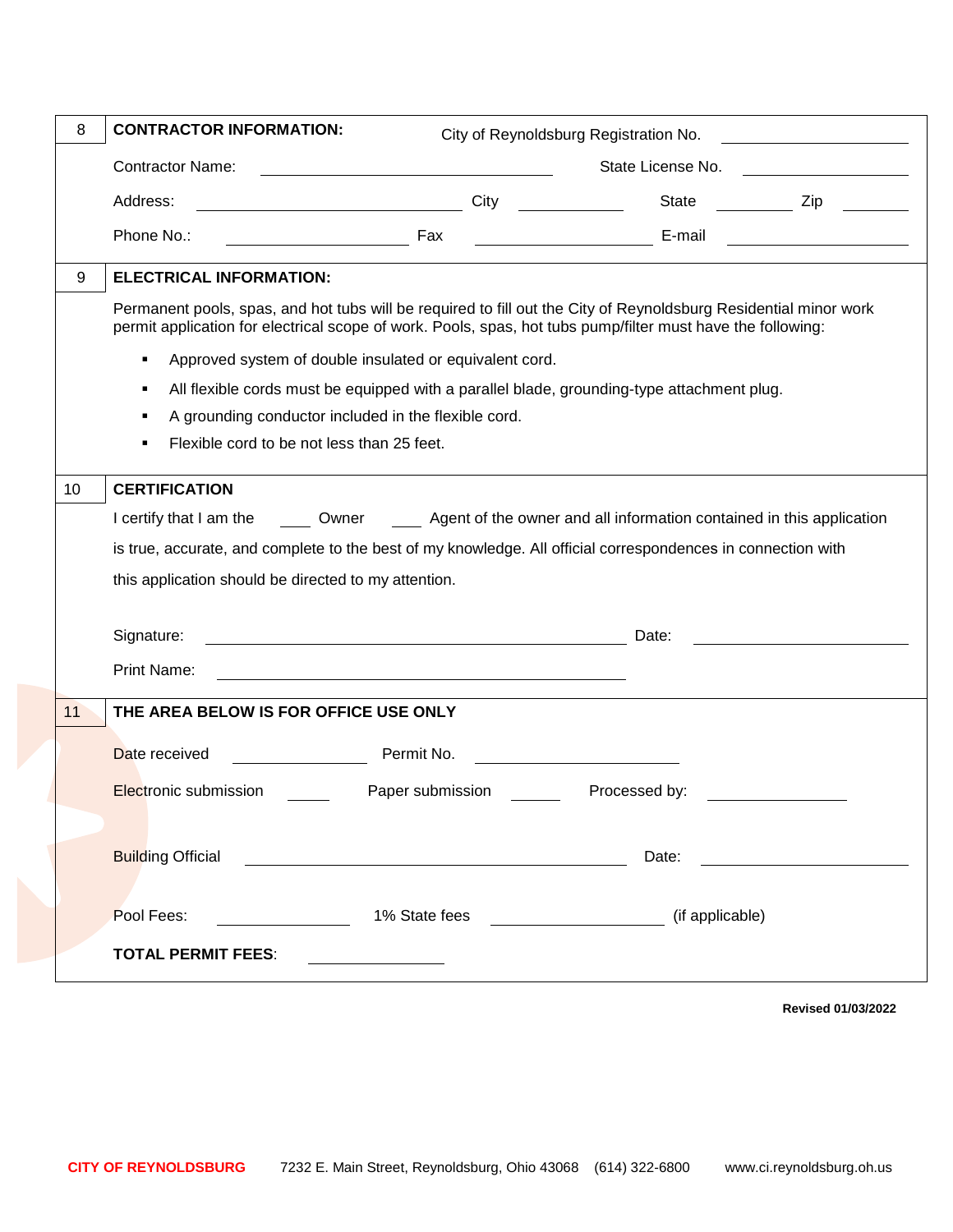## 8 CONTRACTOR INFORMATION:

City of Reynoldsburg Registration No. ______________

Contractor Name: ______________ State License No. ______________

Address: ______________ City ______________ State ______________ Zip ______________

Phone No.: ______________ Fax ______________ E-mail ______________

## 9 ELECTRICAL INFORMATION:

Permanent pools, spas, and hot tubs will be required to fill out the City of Reynoldsburg Residential minor work permit application for electrical scope of work. Pools, spas, hot tubs pump/filter must have the following:

- Approved system of double insulated or equivalent cord.
- All flexible cords must be equipped with a parallel blade, grounding-type attachment plug.
- A grounding conductor included in the flexible cord.
- Flexible cord to be not less than 25 feet.

## 10 CERTIFICATION

I certify that I am the ____ Owner ____ Agent of the owner and all information contained in this application is true, accurate, and complete to the best of my knowledge. All official correspondences in connection with this application should be directed to my attention.

Signature: ______________ Date: ______________

Print Name: ______________

## 11 THE AREA BELOW IS FOR OFFICE USE ONLY

Date received ______________ Permit No. ______________

Electronic submission ____ Paper submission ____ Processed by: ______________

Building Official ______________ Date: ______________

Pool Fees: ______________ 1% State fees ______________ (if applicable)

**TOTAL PERMIT FEES**: ______________

**Revised 01/03/2022**

**CITY OF REYNOLDSBURG** 7232 E. Main Street, Reynoldsburg, Ohio 43068 (614) 322-6800 www.ci.reynoldsburg.oh.us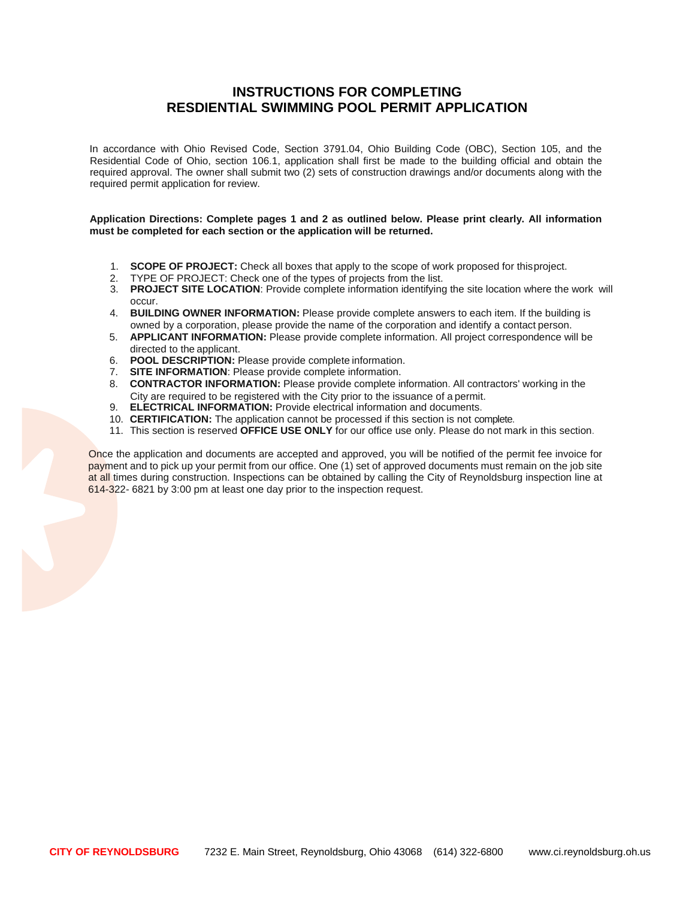# INSTRUCTIONS FOR COMPLETING RESDIENTIAL SWIMMING POOL PERMIT APPLICATION

In accordance with Ohio Revised Code, Section 3791.04, Ohio Building Code (OBC), Section 105, and the Residential Code of Ohio, section 106.1, application shall first be made to the building official and obtain the required approval. The owner shall submit two (2) sets of construction drawings and/or documents along with the required permit application for review.

**Application Directions: Complete pages 1 and 2 as outlined below. Please print clearly. All information must be completed for each section or the application will be returned.**

1. **SCOPE OF PROJECT:** Check all boxes that apply to the scope of work proposed for thisproject.
2. TYPE OF PROJECT: Check one of the types of projects from the list.
3. **PROJECT SITE LOCATION**: Provide complete information identifying the site location where the work will occur.
4. **BUILDING OWNER INFORMATION:** Please provide complete answers to each item. If the building is owned by a corporation, please provide the name of the corporation and identify a contact person.
5. **APPLICANT INFORMATION:** Please provide complete information. All project correspondence will be directed to the applicant.
6. **POOL DESCRIPTION:** Please provide complete information.
7. **SITE INFORMATION**: Please provide complete information.
8. **CONTRACTOR INFORMATION:** Please provide complete information. All contractors' working in the City are required to be registered with the City prior to the issuance of a permit.
9. **ELECTRICAL INFORMATION:** Provide electrical information and documents.
10. **CERTIFICATION:** The application cannot be processed if this section is not complete.
11. This section is reserved **OFFICE USE ONLY** for our office use only. Please do not mark in this section.

Once the application and documents are accepted and approved, you will be notified of the permit fee invoice for payment and to pick up your permit from our office. One (1) set of approved documents must remain on the job site at all times during construction. Inspections can be obtained by calling the City of Reynoldsburg inspection line at 614-322- 6821 by 3:00 pm at least one day prior to the inspection request.